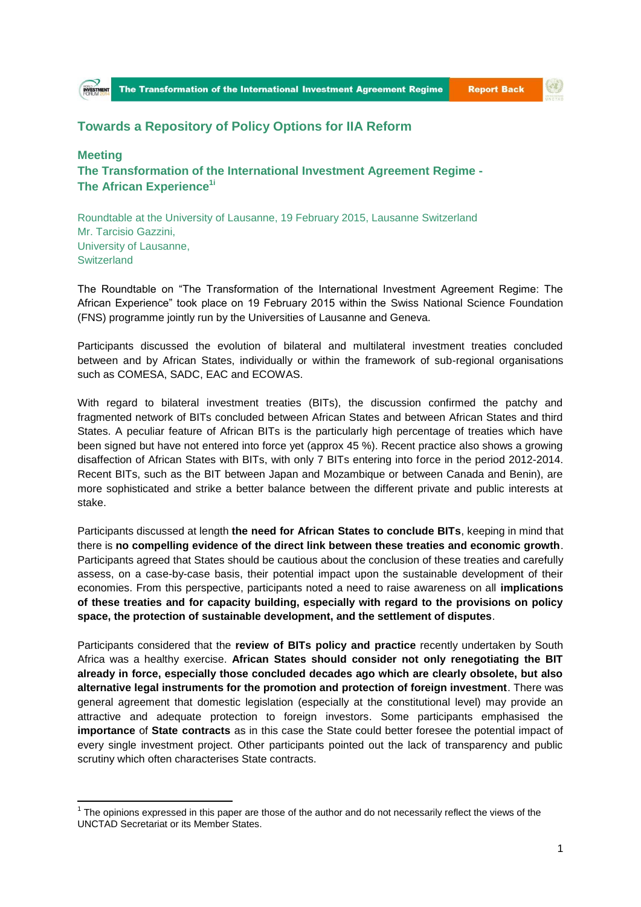## Towards a Repository of Policy Options for IIA Reform

### Meeting

### The Transformation of the International Investment Agreement Regime - The African Experience[1i]

Roundtable at the University of Lausanne, 19 February 2015, Lausanne Switzerland
Mr. Tarcisio Gazzini,
University of Lausanne,
Switzerland

The Roundtable on "The Transformation of the International Investment Agreement Regime: The African Experience" took place on 19 February 2015 within the Swiss National Science Foundation (FNS) programme jointly run by the Universities of Lausanne and Geneva.

Participants discussed the evolution of bilateral and multilateral investment treaties concluded between and by African States, individually or within the framework of sub-regional organisations such as COMESA, SADC, EAC and ECOWAS.

With regard to bilateral investment treaties (BITs), the discussion confirmed the patchy and fragmented network of BITs concluded between African States and between African States and third States. A peculiar feature of African BITs is the particularly high percentage of treaties which have been signed but have not entered into force yet (approx 45 %). Recent practice also shows a growing disaffection of African States with BITs, with only 7 BITs entering into force in the period 2012-2014. Recent BITs, such as the BIT between Japan and Mozambique or between Canada and Benin), are more sophisticated and strike a better balance between the different private and public interests at stake.

Participants discussed at length **the need for African States to conclude BITs**, keeping in mind that there is **no compelling evidence of the direct link between these treaties and economic growth**. Participants agreed that States should be cautious about the conclusion of these treaties and carefully assess, on a case-by-case basis, their potential impact upon the sustainable development of their economies. From this perspective, participants noted a need to raise awareness on all **implications of these treaties and for capacity building, especially with regard to the provisions on policy space, the protection of sustainable development, and the settlement of disputes**.

Participants considered that the **review of BITs policy and practice** recently undertaken by South Africa was a healthy exercise. **African States should consider not only renegotiating the BIT already in force, especially those concluded decades ago which are clearly obsolete, but also alternative legal instruments for the promotion and protection of foreign investment**. There was general agreement that domestic legislation (especially at the constitutional level) may provide an attractive and adequate protection to foreign investors. Some participants emphasised the **importance** of **State contracts** as in this case the State could better foresee the potential impact of every single investment project. Other participants pointed out the lack of transparency and public scrutiny which often characterises State contracts.

---

[1] The opinions expressed in this paper are those of the author and do not necessarily reflect the views of the UNCTAD Secretariat or its Member States.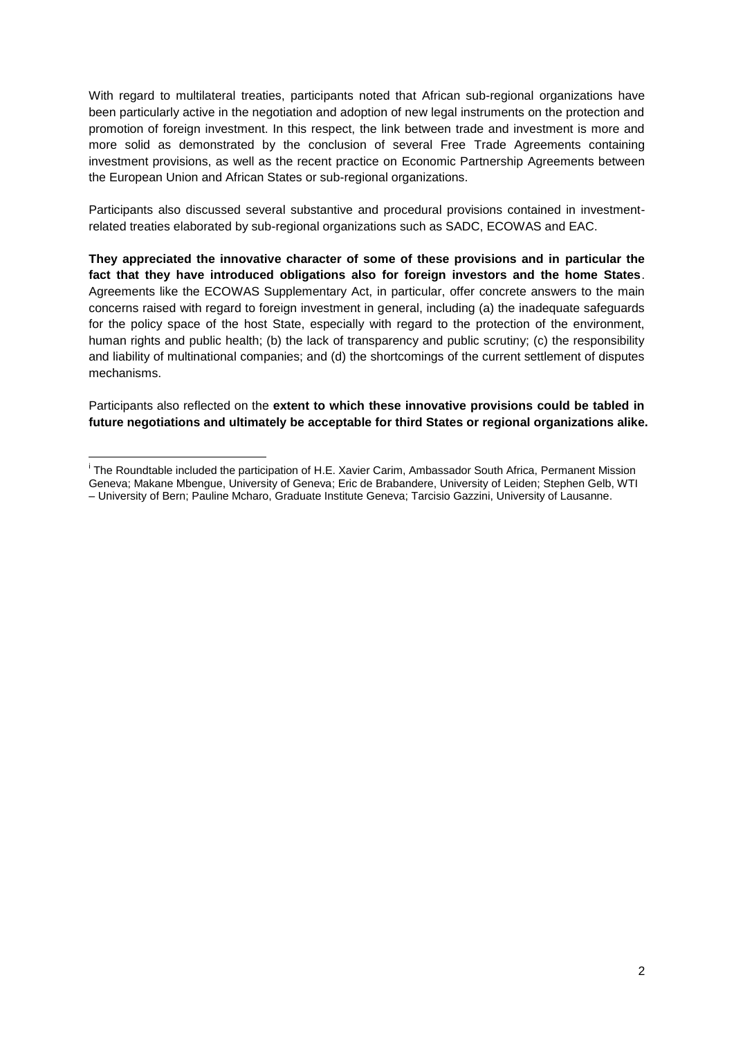With regard to multilateral treaties, participants noted that African sub-regional organizations have been particularly active in the negotiation and adoption of new legal instruments on the protection and promotion of foreign investment. In this respect, the link between trade and investment is more and more solid as demonstrated by the conclusion of several Free Trade Agreements containing investment provisions, as well as the recent practice on Economic Partnership Agreements between the European Union and African States or sub-regional organizations.

Participants also discussed several substantive and procedural provisions contained in investment-related treaties elaborated by sub-regional organizations such as SADC, ECOWAS and EAC.

**They appreciated the innovative character of some of these provisions and in particular the fact that they have introduced obligations also for foreign investors and the home States**. Agreements like the ECOWAS Supplementary Act, in particular, offer concrete answers to the main concerns raised with regard to foreign investment in general, including (a) the inadequate safeguards for the policy space of the host State, especially with regard to the protection of the environment, human rights and public health; (b) the lack of transparency and public scrutiny; (c) the responsibility and liability of multinational companies; and (d) the shortcomings of the current settlement of disputes mechanisms.

Participants also reflected on the **extent to which these innovative provisions could be tabled in future negotiations and ultimately be acceptable for third States or regional organizations alike.**

---

[i] The Roundtable included the participation of H.E. Xavier Carim, Ambassador South Africa, Permanent Mission Geneva; Makane Mbengue, University of Geneva; Eric de Brabandere, University of Leiden; Stephen Gelb, WTI – University of Bern; Pauline Mcharo, Graduate Institute Geneva; Tarcisio Gazzini, University of Lausanne.